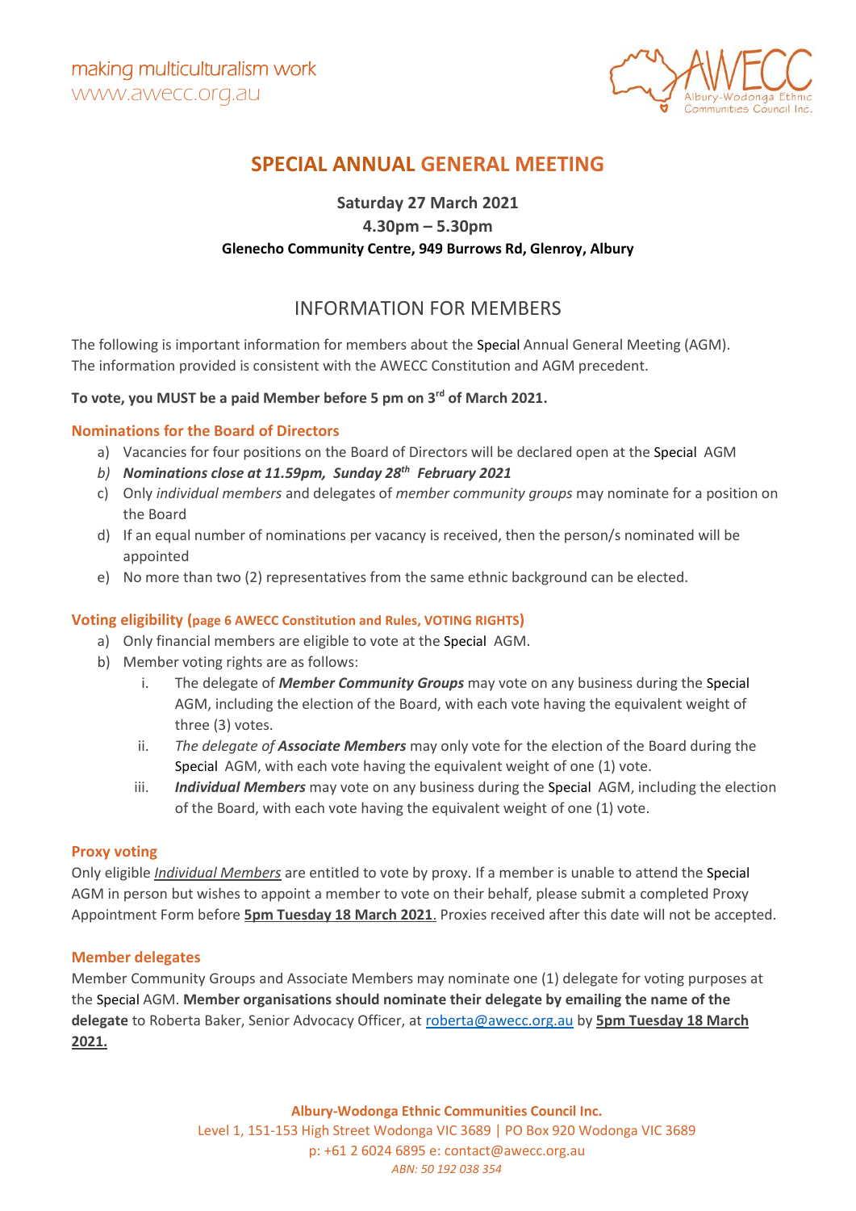making multiculturalism work
www.awecc.org.au

# SPECIAL ANNUAL GENERAL MEETING

**Saturday 27 March 2021**
**4.30pm – 5.30pm**
**Glenecho Community Centre, 949 Burrows Rd, Glenroy, Albury**

## INFORMATION FOR MEMBERS

The following is important information for members about the Special Annual General Meeting (AGM). The information provided is consistent with the AWECC Constitution and AGM precedent.

**To vote, you MUST be a paid Member before 5 pm on 3rd of March 2021.**

### Nominations for the Board of Directors

a) Vacancies for four positions on the Board of Directors will be declared open at the Special AGM
b) ***Nominations close at 11.59pm, Sunday 28th February 2021***
c) Only *individual members* and delegates of *member community groups* may nominate for a position on the Board
d) If an equal number of nominations per vacancy is received, then the person/s nominated will be appointed
e) No more than two (2) representatives from the same ethnic background can be elected.

### Voting eligibility (page 6 AWECC Constitution and Rules, VOTING RIGHTS)

a) Only financial members are eligible to vote at the Special AGM.
b) Member voting rights are as follows:
   i. The delegate of ***Member Community Groups*** may vote on any business during the Special AGM, including the election of the Board, with each vote having the equivalent weight of three (3) votes.
   ii. *The delegate of* ***Associate Members*** may only vote for the election of the Board during the Special AGM, with each vote having the equivalent weight of one (1) vote.
   iii. ***Individual Members*** may vote on any business during the Special AGM, including the election of the Board, with each vote having the equivalent weight of one (1) vote.

### Proxy voting

Only eligible *Individual Members* are entitled to vote by proxy. If a member is unable to attend the Special AGM in person but wishes to appoint a member to vote on their behalf, please submit a completed Proxy Appointment Form before **5pm Tuesday 18 March 2021**. Proxies received after this date will not be accepted.

### Member delegates

Member Community Groups and Associate Members may nominate one (1) delegate for voting purposes at the Special AGM. **Member organisations should nominate their delegate by emailing the name of the delegate** to Roberta Baker, Senior Advocacy Officer, at roberta@awecc.org.au by **5pm Tuesday 18 March 2021.**

**Albury-Wodonga Ethnic Communities Council Inc.**
Level 1, 151-153 High Street Wodonga VIC 3689 | PO Box 920 Wodonga VIC 3689
p: +61 2 6024 6895 e: contact@awecc.org.au
*ABN: 50 192 038 354*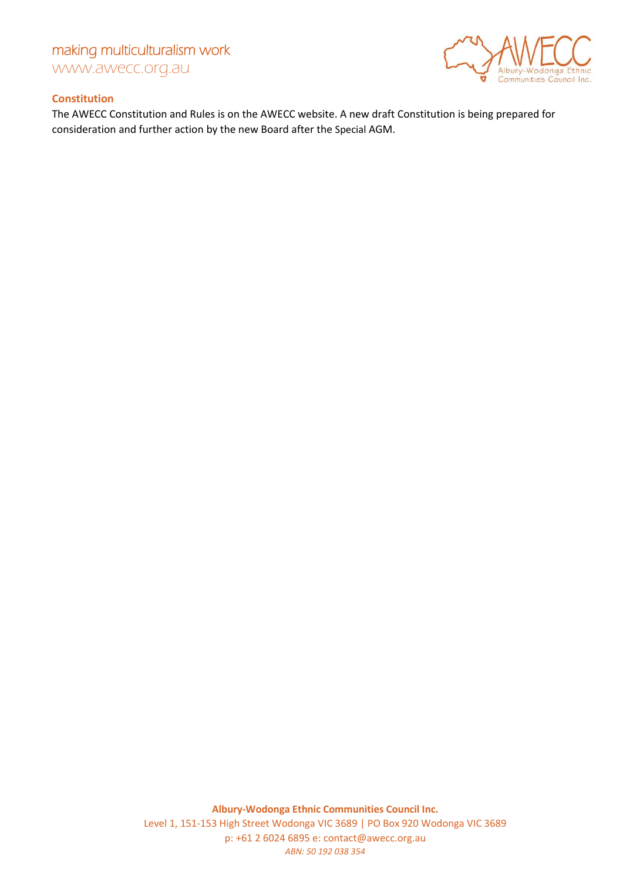### Constitution

The AWECC Constitution and Rules is on the AWECC website. A new draft Constitution is being prepared for consideration and further action by the new Board after the Special AGM.